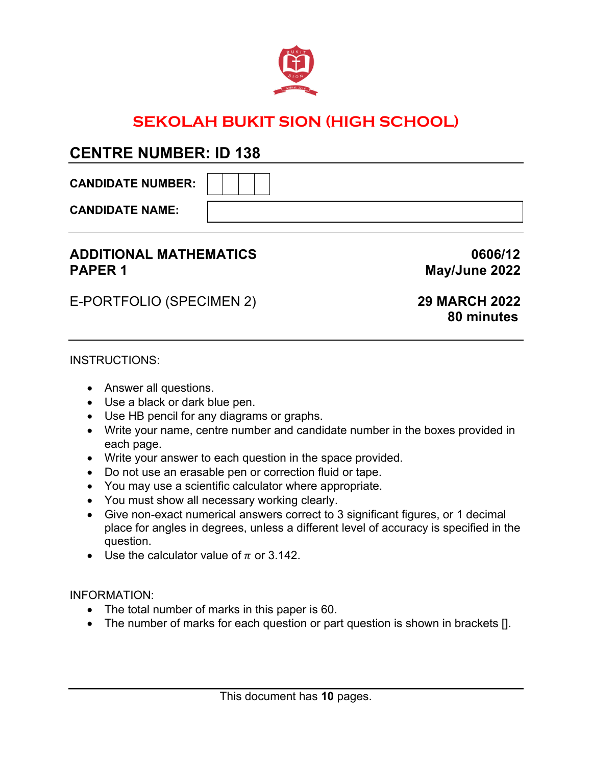# SEKOLAH BUKIT SION (HIGH SCHOOL)

## CENTRE NUMBER: ID 138

**CANDIDATE NUMBER:**

**CANDIDATE NAME:**

---

**ADDITIONAL MATHEMATICS** **0606/12**
**PAPER 1** **May/June 2022**

E-PORTFOLIO (SPECIMEN 2) **29 MARCH 2022**
**80 minutes**

---

INSTRUCTIONS:

- Answer all questions.
- Use a black or dark blue pen.
- Use HB pencil for any diagrams or graphs.
- Write your name, centre number and candidate number in the boxes provided in each page.
- Write your answer to each question in the space provided.
- Do not use an erasable pen or correction fluid or tape.
- You may use a scientific calculator where appropriate.
- You must show all necessary working clearly.
- Give non-exact numerical answers correct to 3 significant figures, or 1 decimal place for angles in degrees, unless a different level of accuracy is specified in the question.
- Use the calculator value of $\pi$ or 3.142.

INFORMATION:

- The total number of marks in this paper is 60.
- The number of marks for each question or part question is shown in brackets [].

---

This document has **10** pages.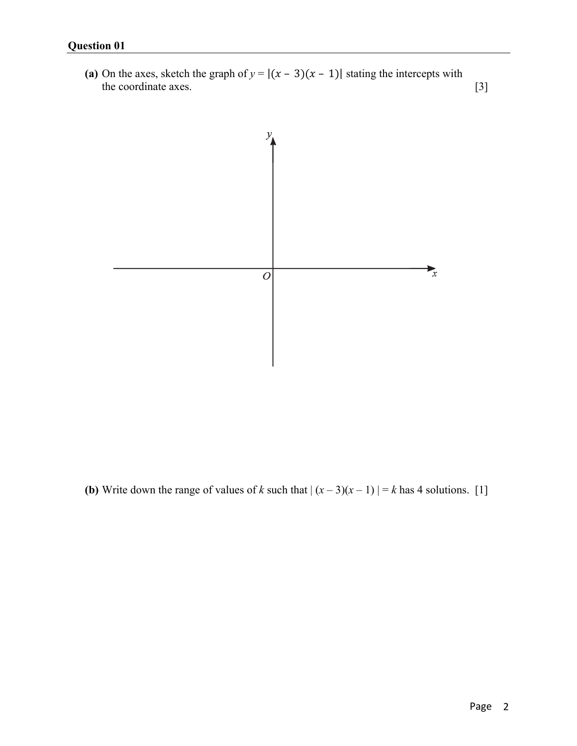## Question 01

**(a)** On the axes, sketch the graph of $y = |(x - 3)(x - 1)|$ stating the intercepts with the coordinate axes. [3]

**(b)** Write down the range of values of $k$ such that $|(x - 3)(x - 1)| = k$ has 4 solutions. [1]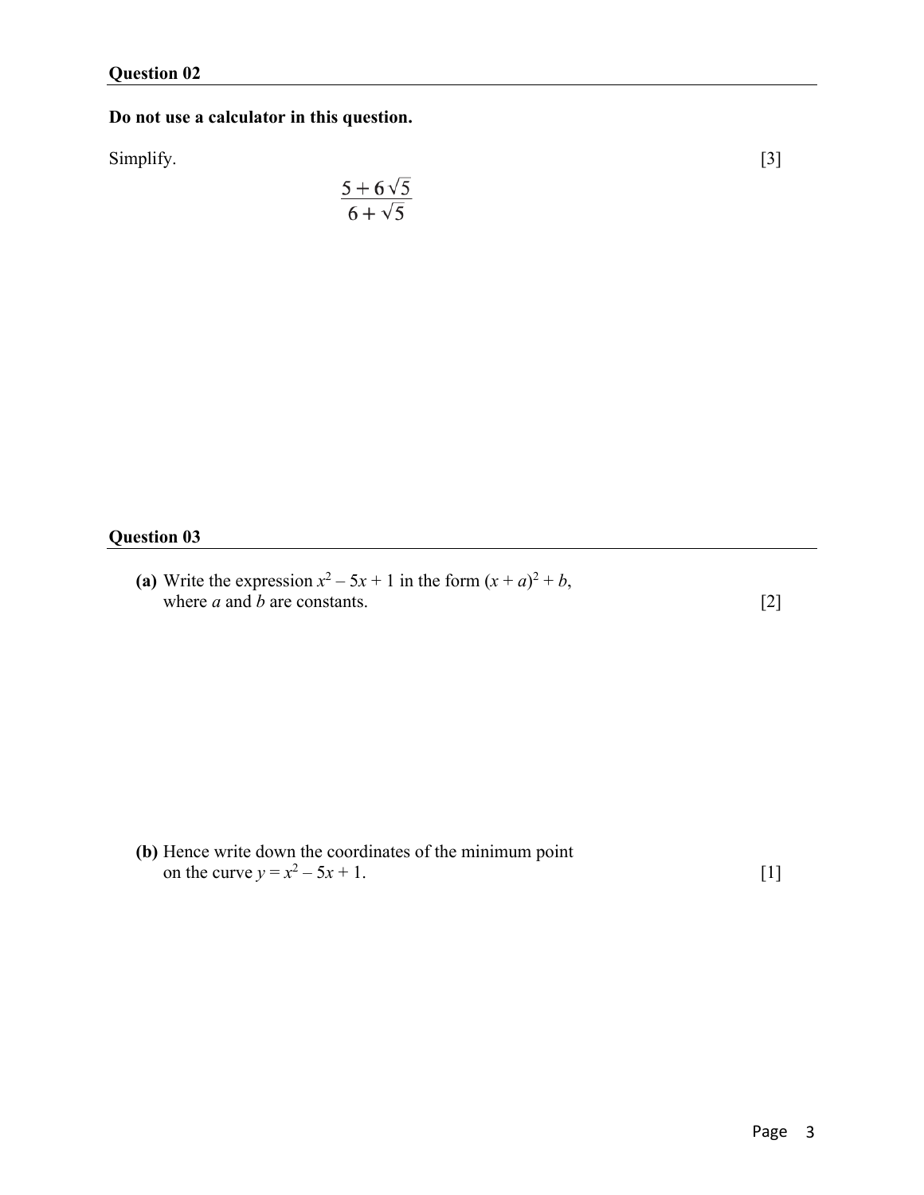## Question 02

**Do not use a calculator in this question.**

Simplify. [3]

$$\frac{5 + 6\sqrt{5}}{6 + \sqrt{5}}$$

## Question 03

**(a)** Write the expression $x^2 - 5x + 1$ in the form $(x + a)^2 + b$, where $a$ and $b$ are constants. [2]

**(b)** Hence write down the coordinates of the minimum point on the curve $y = x^2 - 5x + 1$. [1]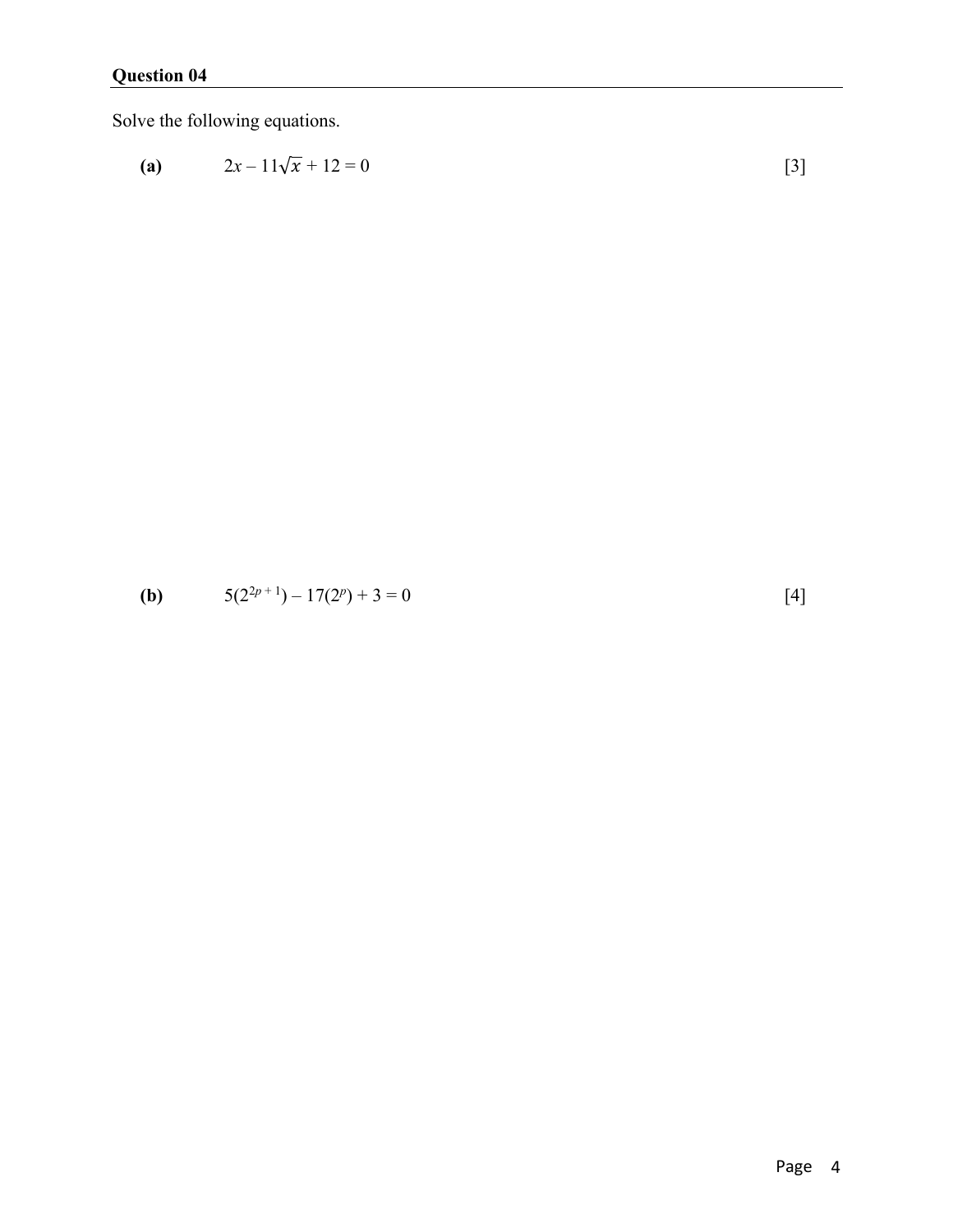## Question 04

Solve the following equations.

**(a)** $2x - 11\sqrt{x} + 12 = 0$ [3]

**(b)** $5(2^{2p+1}) - 17(2^{p}) + 3 = 0$ [4]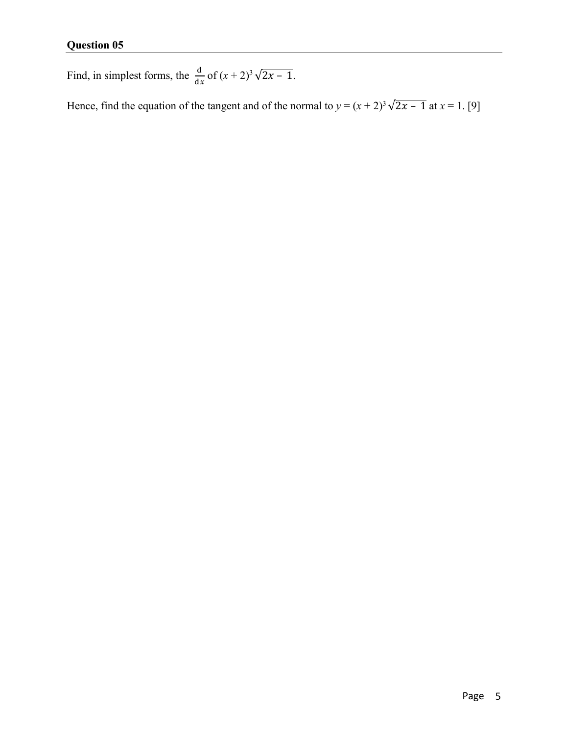## Question 05

Find, in simplest forms, the $\frac{\mathrm{d}}{\mathrm{d}x}$ of $(x + 2)^3\sqrt{2x - 1}$.

Hence, find the equation of the tangent and of the normal to $y = (x + 2)^3\sqrt{2x - 1}$ at $x = 1$. [9]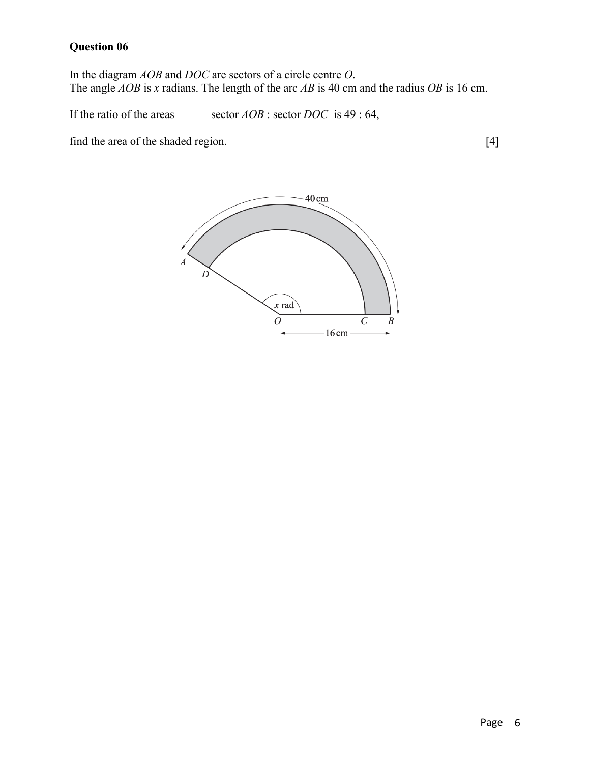## Question 06

In the diagram $AOB$ and $DOC$ are sectors of a circle centre $O$.
The angle $AOB$ is $x$ radians. The length of the arc $AB$ is 40 cm and the radius $OB$ is 16 cm.

If the ratio of the areas sector $AOB$ : sector $DOC$ is 49 : 64,

find the area of the shaded region. [4]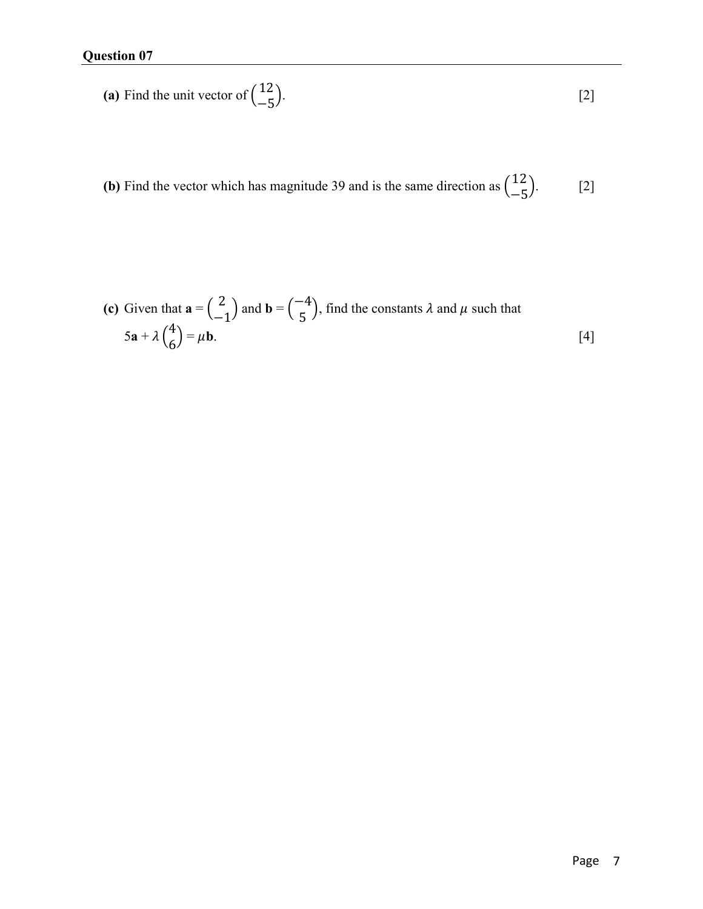## Question 07

**(a)** Find the unit vector of $\begin{pmatrix} 12 \\ -5 \end{pmatrix}$. [2]

**(b)** Find the vector which has magnitude 39 and is the same direction as $\begin{pmatrix} 12 \\ -5 \end{pmatrix}$. [2]

**(c)** Given that $\mathbf{a} = \begin{pmatrix} 2 \\ -1 \end{pmatrix}$ and $\mathbf{b} = \begin{pmatrix} -4 \\ 5 \end{pmatrix}$, find the constants $\lambda$ and $\mu$ such that $5\mathbf{a} + \lambda \begin{pmatrix} 4 \\ 6 \end{pmatrix} = \mu\mathbf{b}$. [4]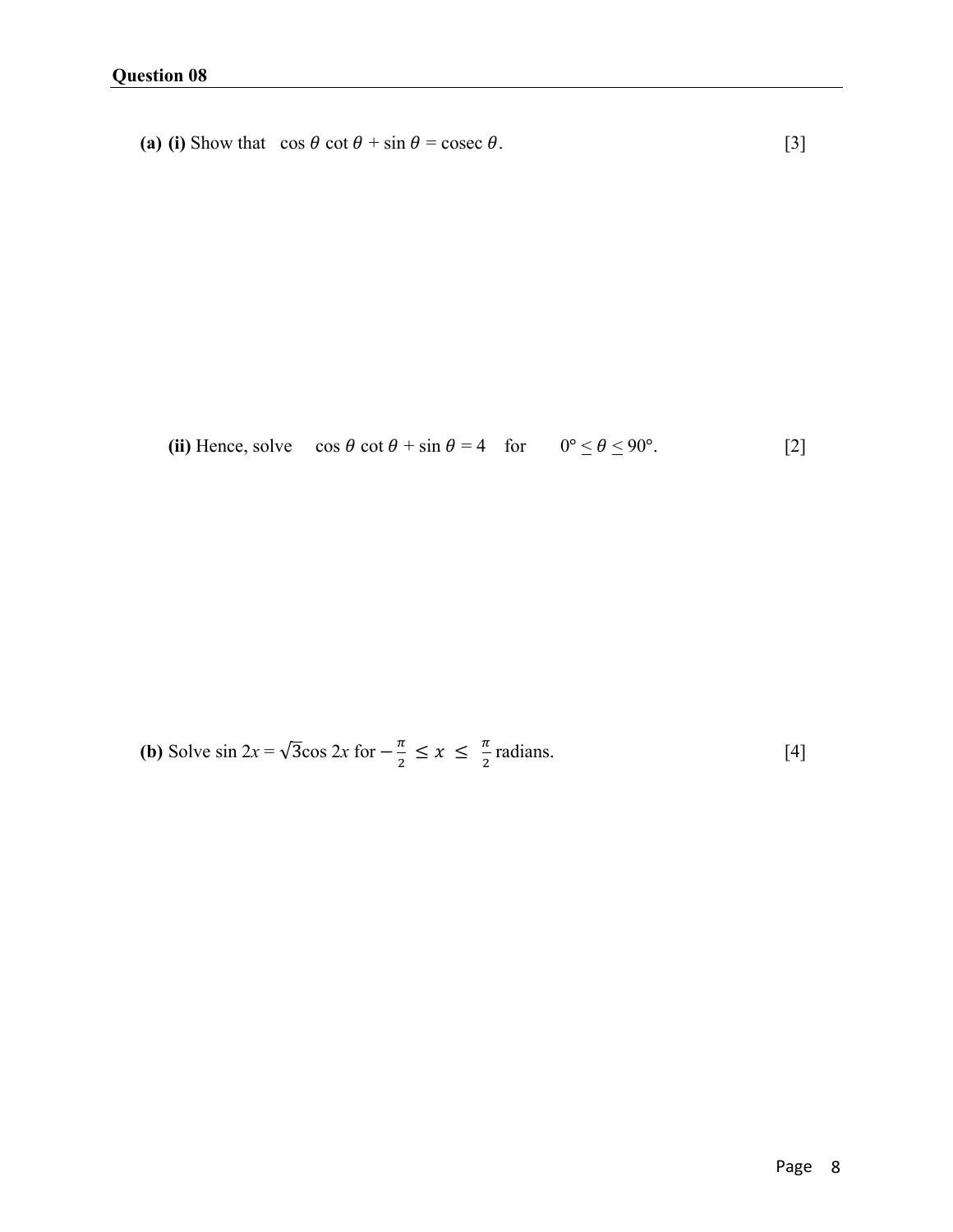**Question 08**

**(a) (i)** Show that $\cos\theta \cot\theta + \sin\theta = \operatorname{cosec}\theta$. [3]

**(ii)** Hence, solve $\cos\theta \cot\theta + \sin\theta = 4$ for $0° \leq \theta \leq 90°$. [2]

**(b)** Solve $\sin 2x = \sqrt{3}\cos 2x$ for $-\frac{\pi}{2} \leq x \leq \frac{\pi}{2}$ radians. [4]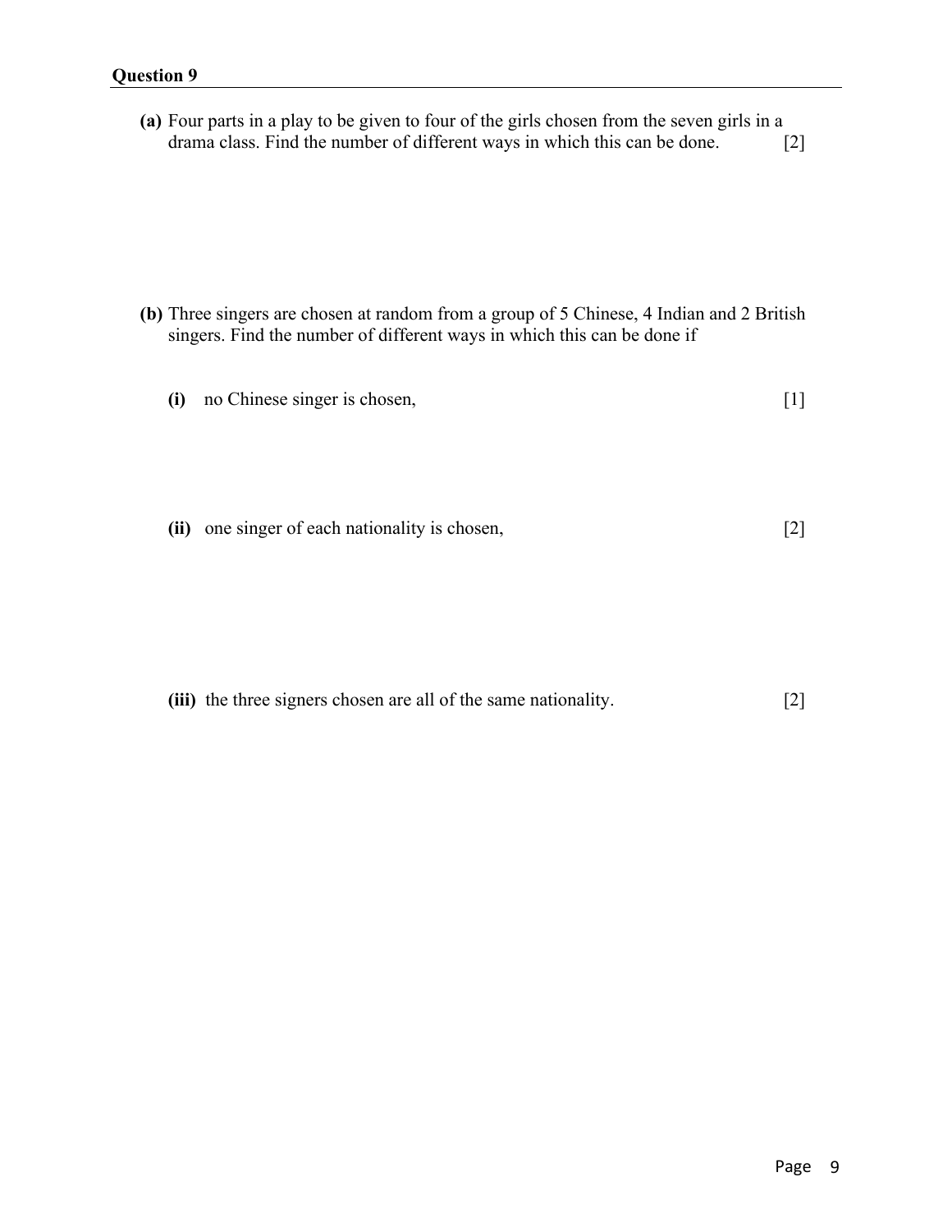## Question 9

**(a)** Four parts in a play to be given to four of the girls chosen from the seven girls in a drama class. Find the number of different ways in which this can be done. [2]

**(b)** Three singers are chosen at random from a group of 5 Chinese, 4 Indian and 2 British singers. Find the number of different ways in which this can be done if

**(i)** no Chinese singer is chosen, [1]

**(ii)** one singer of each nationality is chosen, [2]

**(iii)** the three signers chosen are all of the same nationality. [2]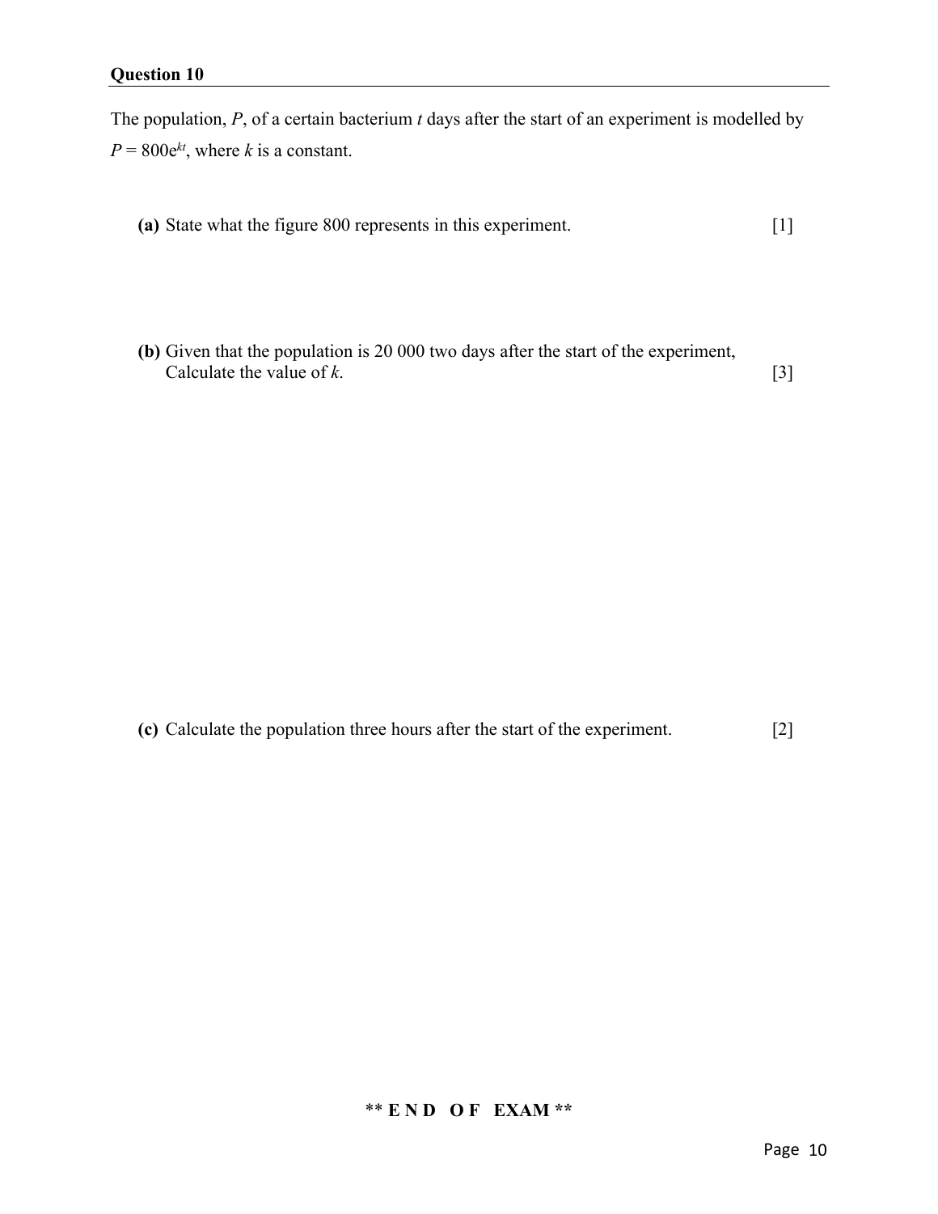## Question 10

The population, $P$, of a certain bacterium $t$ days after the start of an experiment is modelled by $P = 800e^{kt}$, where $k$ is a constant.

**(a)** State what the figure 800 represents in this experiment. [1]

**(b)** Given that the population is 20 000 two days after the start of the experiment, Calculate the value of $k$. [3]

**(c)** Calculate the population three hours after the start of the experiment. [2]

**\*\* E N D O F EXAM \*\***